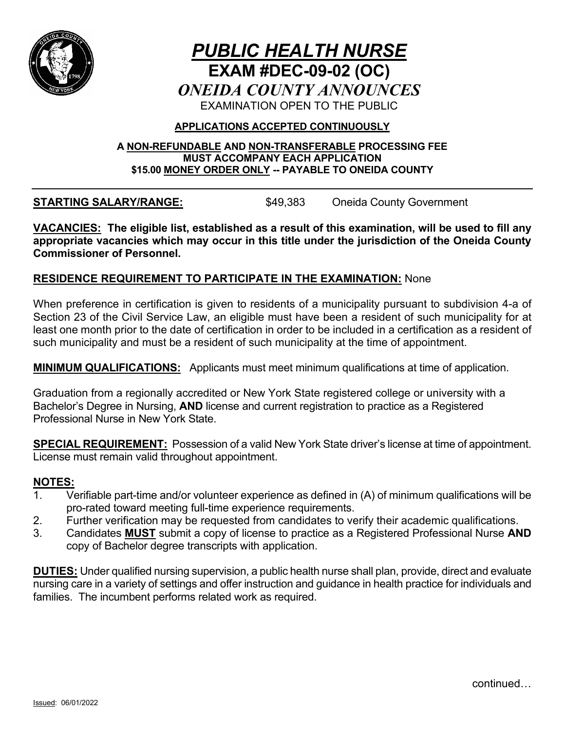# *PUBLIC HEALTH NURSE*

## EXAM #DEC-09-02 (OC)

### *ONEIDA COUNTY ANNOUNCES*

EXAMINATION OPEN TO THE PUBLIC

**APPLICATIONS ACCEPTED CONTINUOUSLY**

**A NON-REFUNDABLE AND NON-TRANSFERABLE PROCESSING FEE**
**MUST ACCOMPANY EACH APPLICATION**
**$15.00 MONEY ORDER ONLY -- PAYABLE TO ONEIDA COUNTY**

---

**STARTING SALARY/RANGE:** $49,383 Oneida County Government

**VACANCIES: The eligible list, established as a result of this examination, will be used to fill any appropriate vacancies which may occur in this title under the jurisdiction of the Oneida County Commissioner of Personnel.**

**RESIDENCE REQUIREMENT TO PARTICIPATE IN THE EXAMINATION:** None

When preference in certification is given to residents of a municipality pursuant to subdivision 4-a of Section 23 of the Civil Service Law, an eligible must have been a resident of such municipality for at least one month prior to the date of certification in order to be included in a certification as a resident of such municipality and must be a resident of such municipality at the time of appointment.

**MINIMUM QUALIFICATIONS:** Applicants must meet minimum qualifications at time of application.

Graduation from a regionally accredited or New York State registered college or university with a Bachelor's Degree in Nursing, **AND** license and current registration to practice as a Registered Professional Nurse in New York State.

**SPECIAL REQUIREMENT:** Possession of a valid New York State driver's license at time of appointment. License must remain valid throughout appointment.

**NOTES:**

1. Verifiable part-time and/or volunteer experience as defined in (A) of minimum qualifications will be pro-rated toward meeting full-time experience requirements.
2. Further verification may be requested from candidates to verify their academic qualifications.
3. Candidates **MUST** submit a copy of license to practice as a Registered Professional Nurse **AND** copy of Bachelor degree transcripts with application.

**DUTIES:** Under qualified nursing supervision, a public health nurse shall plan, provide, direct and evaluate nursing care in a variety of settings and offer instruction and guidance in health practice for individuals and families. The incumbent performs related work as required.

continued…

Issued: 06/01/2022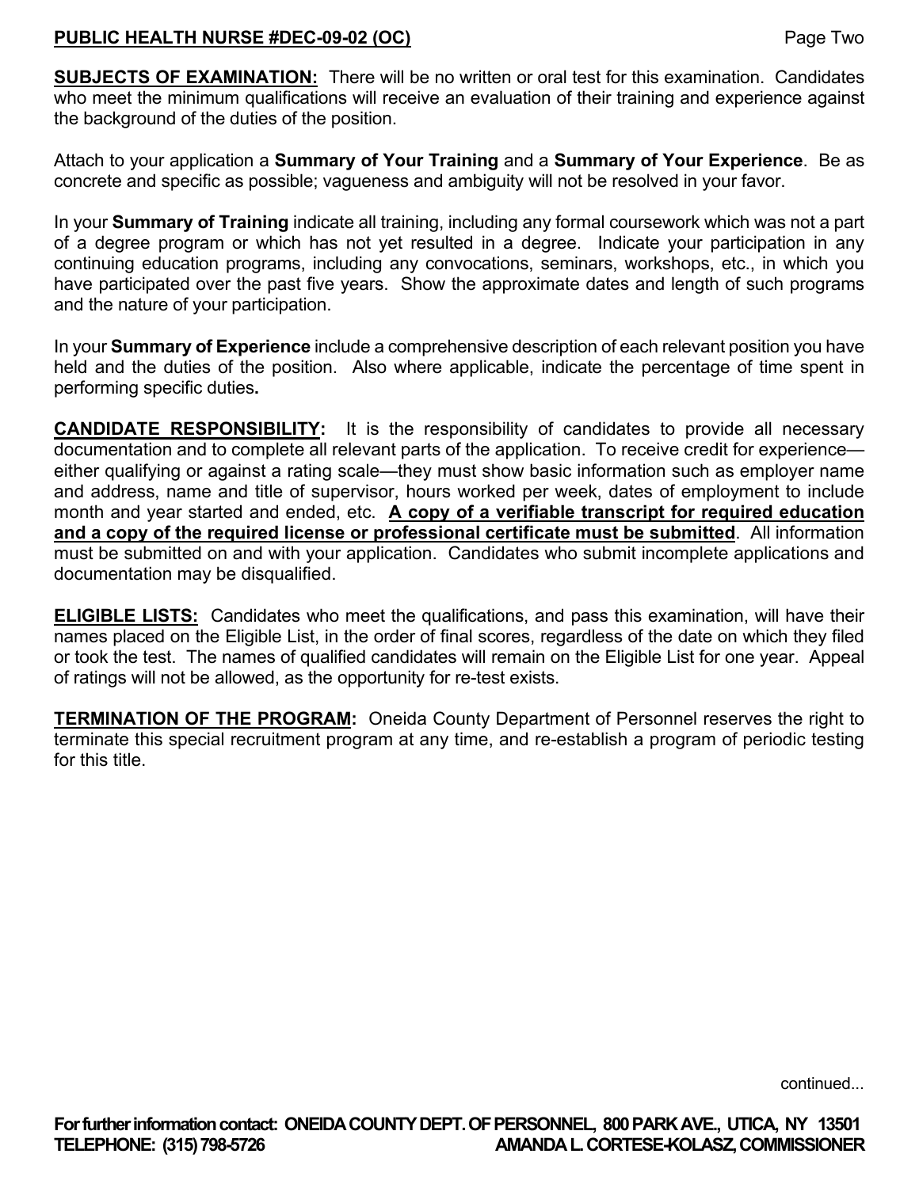**SUBJECTS OF EXAMINATION:** There will be no written or oral test for this examination. Candidates who meet the minimum qualifications will receive an evaluation of their training and experience against the background of the duties of the position.

Attach to your application a **Summary of Your Training** and a **Summary of Your Experience**. Be as concrete and specific as possible; vagueness and ambiguity will not be resolved in your favor.

In your **Summary of Training** indicate all training, including any formal coursework which was not a part of a degree program or which has not yet resulted in a degree. Indicate your participation in any continuing education programs, including any convocations, seminars, workshops, etc., in which you have participated over the past five years. Show the approximate dates and length of such programs and the nature of your participation.

In your **Summary of Experience** include a comprehensive description of each relevant position you have held and the duties of the position. Also where applicable, indicate the percentage of time spent in performing specific duties**.**

**CANDIDATE RESPONSIBILITY:** It is the responsibility of candidates to provide all necessary documentation and to complete all relevant parts of the application. To receive credit for experience—either qualifying or against a rating scale—they must show basic information such as employer name and address, name and title of supervisor, hours worked per week, dates of employment to include month and year started and ended, etc. **A copy of a verifiable transcript for required education and a copy of the required license or professional certificate must be submitted**. All information must be submitted on and with your application. Candidates who submit incomplete applications and documentation may be disqualified.

**ELIGIBLE LISTS:** Candidates who meet the qualifications, and pass this examination, will have their names placed on the Eligible List, in the order of final scores, regardless of the date on which they filed or took the test. The names of qualified candidates will remain on the Eligible List for one year. Appeal of ratings will not be allowed, as the opportunity for re-test exists.

**TERMINATION OF THE PROGRAM:** Oneida County Department of Personnel reserves the right to terminate this special recruitment program at any time, and re-establish a program of periodic testing for this title.

continued...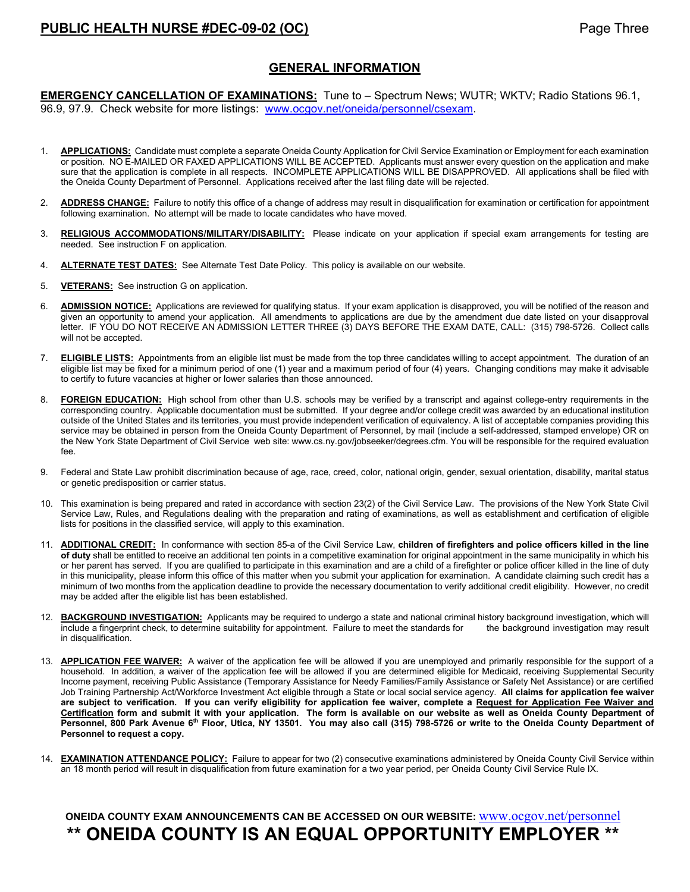## GENERAL INFORMATION

**EMERGENCY CANCELLATION OF EXAMINATIONS:** Tune to – Spectrum News; WUTR; WKTV; Radio Stations 96.1, 96.9, 97.9. Check website for more listings: www.ocgov.net/oneida/personnel/csexam.

1. **APPLICATIONS:** Candidate must complete a separate Oneida County Application for Civil Service Examination or Employment for each examination or position. NO E-MAILED OR FAXED APPLICATIONS WILL BE ACCEPTED. Applicants must answer every question on the application and make sure that the application is complete in all respects. INCOMPLETE APPLICATIONS WILL BE DISAPPROVED. All applications shall be filed with the Oneida County Department of Personnel. Applications received after the last filing date will be rejected.

2. **ADDRESS CHANGE:** Failure to notify this office of a change of address may result in disqualification for examination or certification for appointment following examination. No attempt will be made to locate candidates who have moved.

3. **RELIGIOUS ACCOMMODATIONS/MILITARY/DISABILITY:** Please indicate on your application if special exam arrangements for testing are needed. See instruction F on application.

4. **ALTERNATE TEST DATES:** See Alternate Test Date Policy. This policy is available on our website.

5. **VETERANS:** See instruction G on application.

6. **ADMISSION NOTICE:** Applications are reviewed for qualifying status. If your exam application is disapproved, you will be notified of the reason and given an opportunity to amend your application. All amendments to applications are due by the amendment due date listed on your disapproval letter. IF YOU DO NOT RECEIVE AN ADMISSION LETTER THREE (3) DAYS BEFORE THE EXAM DATE, CALL: (315) 798-5726. Collect calls will not be accepted.

7. **ELIGIBLE LISTS:** Appointments from an eligible list must be made from the top three candidates willing to accept appointment. The duration of an eligible list may be fixed for a minimum period of one (1) year and a maximum period of four (4) years. Changing conditions may make it advisable to certify to future vacancies at higher or lower salaries than those announced.

8. **FOREIGN EDUCATION:** High school from other than U.S. schools may be verified by a transcript and against college-entry requirements in the corresponding country. Applicable documentation must be submitted. If your degree and/or college credit was awarded by an educational institution outside of the United States and its territories, you must provide independent verification of equivalency. A list of acceptable companies providing this service may be obtained in person from the Oneida County Department of Personnel, by mail (include a self-addressed, stamped envelope) OR on the New York State Department of Civil Service web site: www.cs.ny.gov/jobseeker/degrees.cfm. You will be responsible for the required evaluation fee.

9. Federal and State Law prohibit discrimination because of age, race, creed, color, national origin, gender, sexual orientation, disability, marital status or genetic predisposition or carrier status.

10. This examination is being prepared and rated in accordance with section 23(2) of the Civil Service Law. The provisions of the New York State Civil Service Law, Rules, and Regulations dealing with the preparation and rating of examinations, as well as establishment and certification of eligible lists for positions in the classified service, will apply to this examination.

11. **ADDITIONAL CREDIT:** In conformance with section 85-a of the Civil Service Law, **children of firefighters and police officers killed in the line of duty** shall be entitled to receive an additional ten points in a competitive examination for original appointment in the same municipality in which his or her parent has served. If you are qualified to participate in this examination and are a child of a firefighter or police officer killed in the line of duty in this municipality, please inform this office of this matter when you submit your application for examination. A candidate claiming such credit has a minimum of two months from the application deadline to provide the necessary documentation to verify additional credit eligibility. However, no credit may be added after the eligible list has been established.

12. **BACKGROUND INVESTIGATION:** Applicants may be required to undergo a state and national criminal history background investigation, which will include a fingerprint check, to determine suitability for appointment. Failure to meet the standards for the background investigation may result in disqualification.

13. **APPLICATION FEE WAIVER:** A waiver of the application fee will be allowed if you are unemployed and primarily responsible for the support of a household. In addition, a waiver of the application fee will be allowed if you are determined eligible for Medicaid, receiving Supplemental Security Income payment, receiving Public Assistance (Temporary Assistance for Needy Families/Family Assistance or Safety Net Assistance) or are certified Job Training Partnership Act/Workforce Investment Act eligible through a State or local social service agency. **All claims for application fee waiver are subject to verification. If you can verify eligibility for application fee waiver, complete a Request for Application Fee Waiver and Certification form and submit it with your application. The form is available on our website as well as Oneida County Department of Personnel, 800 Park Avenue 6th Floor, Utica, NY 13501. You may also call (315) 798-5726 or write to the Oneida County Department of Personnel to request a copy.**

14. **EXAMINATION ATTENDANCE POLICY:** Failure to appear for two (2) consecutive examinations administered by Oneida County Civil Service within an 18 month period will result in disqualification from future examination for a two year period, per Oneida County Civil Service Rule IX.

**ONEIDA COUNTY EXAM ANNOUNCEMENTS CAN BE ACCESSED ON OUR WEBSITE:** www.ocgov.net/personnel

## ** ONEIDA COUNTY IS AN EQUAL OPPORTUNITY EMPLOYER **